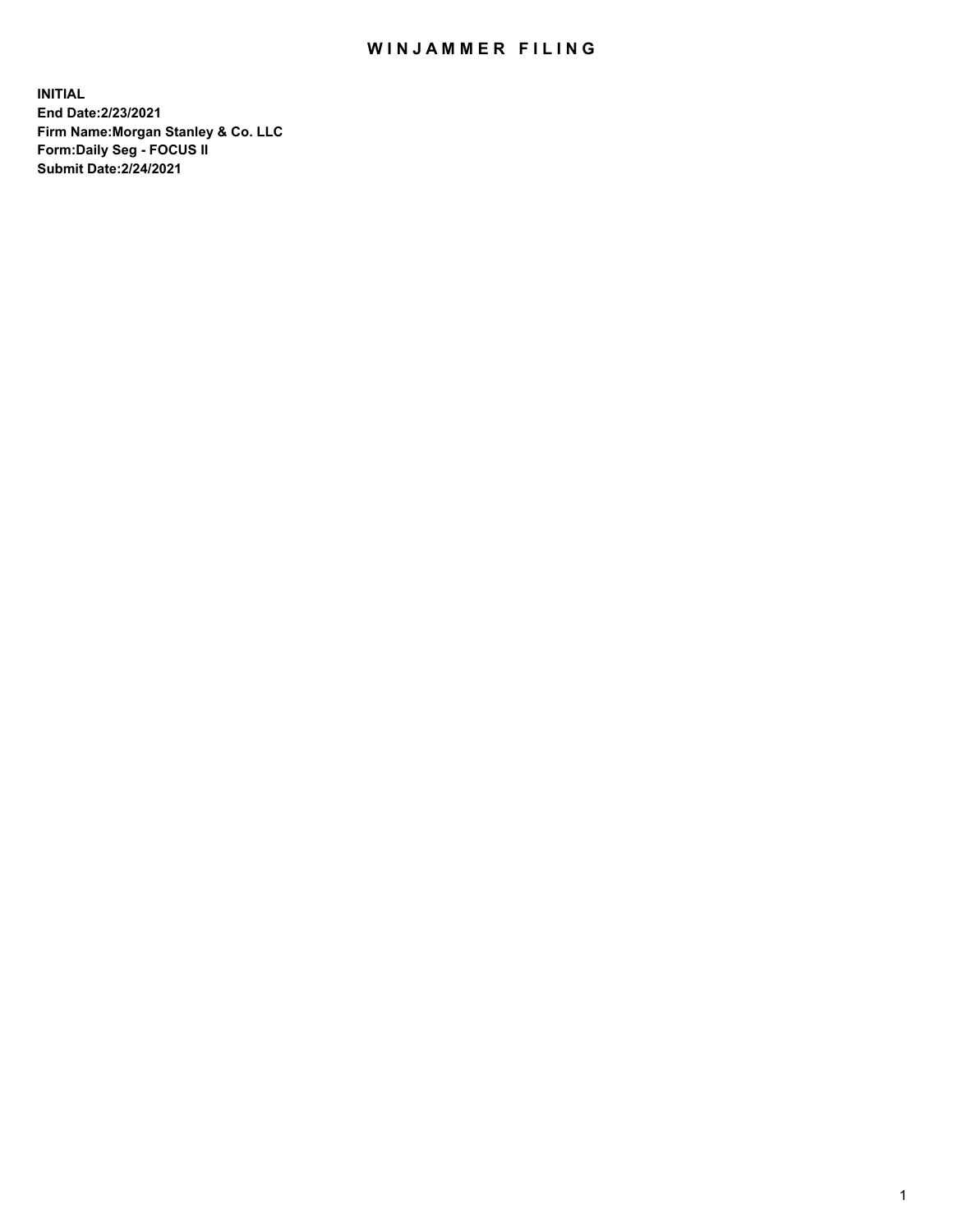# WINJAMMER FILING

**INITIAL**
**End Date:2/23/2021**
**Firm Name:Morgan Stanley & Co. LLC**
**Form:Daily Seg - FOCUS II**
**Submit Date:2/24/2021**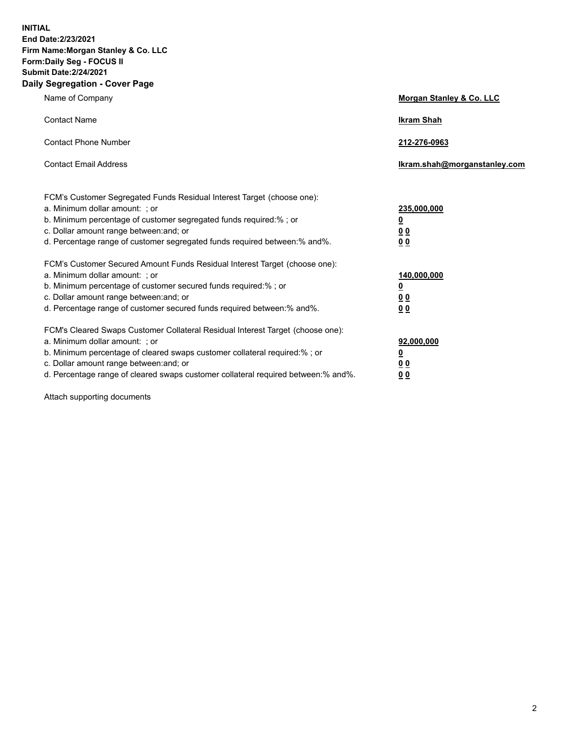**INITIAL**
**End Date:2/23/2021**
**Firm Name:Morgan Stanley & Co. LLC**
**Form:Daily Seg - FOCUS II**
**Submit Date:2/24/2021**

## Daily Segregation - Cover Page

| | |
|---|---|
| Name of Company | **Morgan Stanley & Co. LLC** |
| Contact Name | **Ikram Shah** |
| Contact Phone Number | **212-276-0963** |
| Contact Email Address | **Ikram.shah@morganstanley.com** |

FCM's Customer Segregated Funds Residual Interest Target (choose one):

| | |
|---|---|
| a. Minimum dollar amount: ; or | **235,000,000** |
| b. Minimum percentage of customer segregated funds required:% ; or | **0** |
| c. Dollar amount range between:and; or | **0 0** |
| d. Percentage range of customer segregated funds required between:% and%. | **0 0** |

FCM's Customer Secured Amount Funds Residual Interest Target (choose one):

| | |
|---|---|
| a. Minimum dollar amount: ; or | **140,000,000** |
| b. Minimum percentage of customer secured funds required:% ; or | **0** |
| c. Dollar amount range between:and; or | **0 0** |
| d. Percentage range of customer secured funds required between:% and%. | **0 0** |

FCM's Cleared Swaps Customer Collateral Residual Interest Target (choose one):

| | |
|---|---|
| a. Minimum dollar amount: ; or | **92,000,000** |
| b. Minimum percentage of cleared swaps customer collateral required:% ; or | **0** |
| c. Dollar amount range between:and; or | **0 0** |
| d. Percentage range of cleared swaps customer collateral required between:% and%. | **0 0** |

Attach supporting documents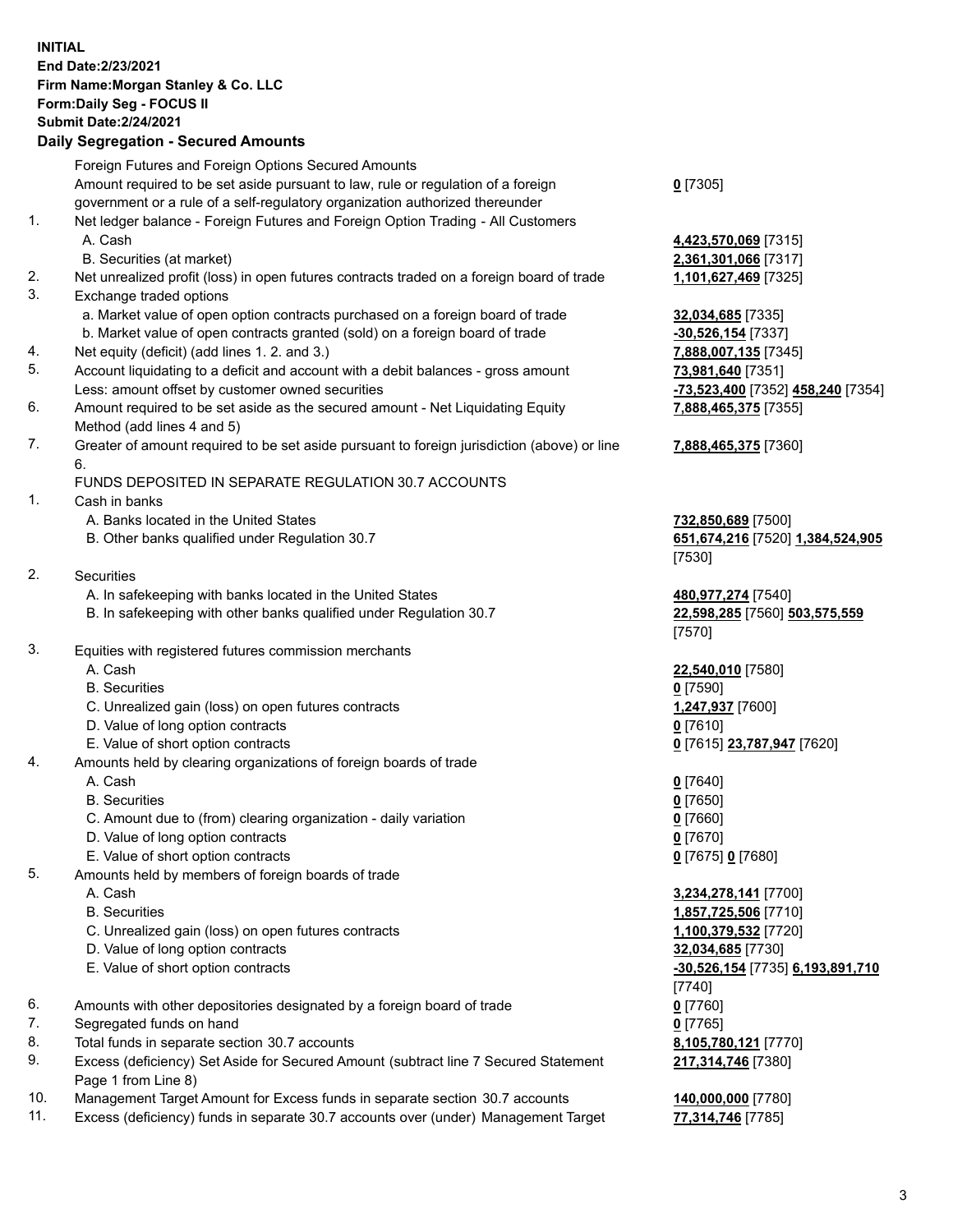**INITIAL**
**End Date:2/23/2021**
**Firm Name:Morgan Stanley & Co. LLC**
**Form:Daily Seg - FOCUS II**
**Submit Date:2/24/2021**

## Daily Segregation - Secured Amounts

| | | |
|---|---|---|
| | Foreign Futures and Foreign Options Secured Amounts | |
| | Amount required to be set aside pursuant to law, rule or regulation of a foreign government or a rule of a self-regulatory organization authorized thereunder | **0** [7305] |
| 1. | Net ledger balance - Foreign Futures and Foreign Option Trading - All Customers | |
| | A. Cash | **4,423,570,069** [7315] |
| | B. Securities (at market) | **2,361,301,066** [7317] |
| 2. | Net unrealized profit (loss) in open futures contracts traded on a foreign board of trade | **1,101,627,469** [7325] |
| 3. | Exchange traded options | |
| | a. Market value of open option contracts purchased on a foreign board of trade | **32,034,685** [7335] |
| | b. Market value of open contracts granted (sold) on a foreign board of trade | **-30,526,154** [7337] |
| 4. | Net equity (deficit) (add lines 1. 2. and 3.) | **7,888,007,135** [7345] |
| 5. | Account liquidating to a deficit and account with a debit balances - gross amount | **73,981,640** [7351] |
| | Less: amount offset by customer owned securities | **-73,523,400** [7352] **458,240** [7354] |
| 6. | Amount required to be set aside as the secured amount - Net Liquidating Equity Method (add lines 4 and 5) | **7,888,465,375** [7355] |
| 7. | Greater of amount required to be set aside pursuant to foreign jurisdiction (above) or line 6. | **7,888,465,375** [7360] |
| | FUNDS DEPOSITED IN SEPARATE REGULATION 30.7 ACCOUNTS | |
| 1. | Cash in banks | |
| | A. Banks located in the United States | **732,850,689** [7500] |
| | B. Other banks qualified under Regulation 30.7 | **651,674,216** [7520] **1,384,524,905** [7530] |
| 2. | Securities | |
| | A. In safekeeping with banks located in the United States | **480,977,274** [7540] |
| | B. In safekeeping with other banks qualified under Regulation 30.7 | **22,598,285** [7560] **503,575,559** [7570] |
| 3. | Equities with registered futures commission merchants | |
| | A. Cash | **22,540,010** [7580] |
| | B. Securities | **0** [7590] |
| | C. Unrealized gain (loss) on open futures contracts | **1,247,937** [7600] |
| | D. Value of long option contracts | **0** [7610] |
| | E. Value of short option contracts | **0** [7615] **23,787,947** [7620] |
| 4. | Amounts held by clearing organizations of foreign boards of trade | |
| | A. Cash | **0** [7640] |
| | B. Securities | **0** [7650] |
| | C. Amount due to (from) clearing organization - daily variation | **0** [7660] |
| | D. Value of long option contracts | **0** [7670] |
| | E. Value of short option contracts | **0** [7675] **0** [7680] |
| 5. | Amounts held by members of foreign boards of trade | |
| | A. Cash | **3,234,278,141** [7700] |
| | B. Securities | **1,857,725,506** [7710] |
| | C. Unrealized gain (loss) on open futures contracts | **1,100,379,532** [7720] |
| | D. Value of long option contracts | **32,034,685** [7730] |
| | E. Value of short option contracts | **-30,526,154** [7735] **6,193,891,710** [7740] |
| 6. | Amounts with other depositories designated by a foreign board of trade | **0** [7760] |
| 7. | Segregated funds on hand | **0** [7765] |
| 8. | Total funds in separate section 30.7 accounts | **8,105,780,121** [7770] |
| 9. | Excess (deficiency) Set Aside for Secured Amount (subtract line 7 Secured Statement Page 1 from Line 8) | **217,314,746** [7380] |
| 10. | Management Target Amount for Excess funds in separate section 30.7 accounts | **140,000,000** [7780] |
| 11. | Excess (deficiency) funds in separate 30.7 accounts over (under) Management Target | **77,314,746** [7785] |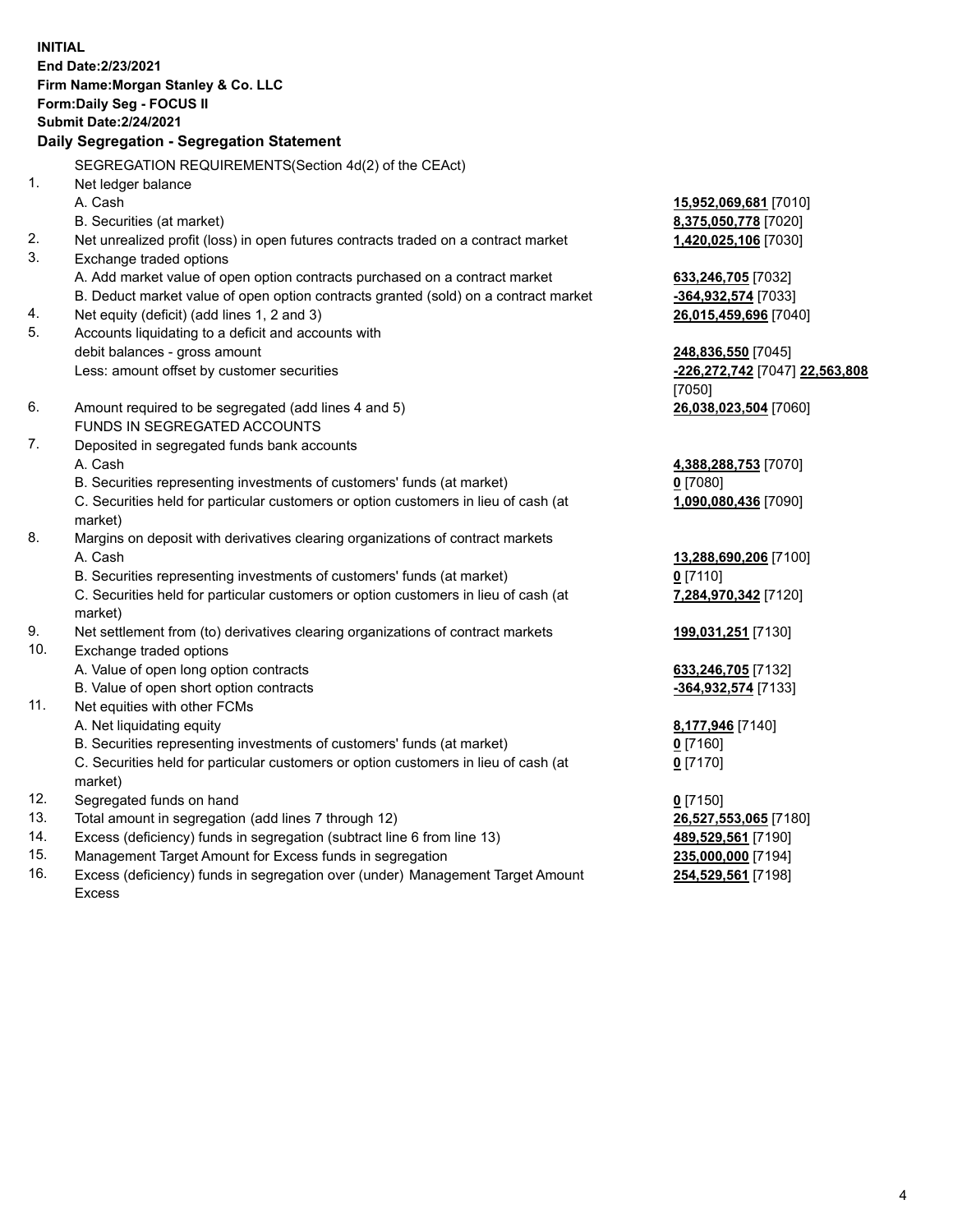**INITIAL**
**End Date:2/23/2021**
**Firm Name:Morgan Stanley & Co. LLC**
**Form:Daily Seg - FOCUS II**
**Submit Date:2/24/2021**

## Daily Segregation - Segregation Statement

SEGREGATION REQUIREMENTS(Section 4d(2) of the CEAct)

| | | |
|---|---|---|
| 1. | Net ledger balance | |
| | A. Cash | **15,952,069,681** [7010] |
| | B. Securities (at market) | **8,375,050,778** [7020] |
| 2. | Net unrealized profit (loss) in open futures contracts traded on a contract market | **1,420,025,106** [7030] |
| 3. | Exchange traded options | |
| | A. Add market value of open option contracts purchased on a contract market | **633,246,705** [7032] |
| | B. Deduct market value of open option contracts granted (sold) on a contract market | **-364,932,574** [7033] |
| 4. | Net equity (deficit) (add lines 1, 2 and 3) | **26,015,459,696** [7040] |
| 5. | Accounts liquidating to a deficit and accounts with debit balances - gross amount | **248,836,550** [7045] |
| | Less: amount offset by customer securities | **-226,272,742** [7047] **22,563,808** [7050] |
| 6. | Amount required to be segregated (add lines 4 and 5) | **26,038,023,504** [7060] |
| | FUNDS IN SEGREGATED ACCOUNTS | |
| 7. | Deposited in segregated funds bank accounts | |
| | A. Cash | **4,388,288,753** [7070] |
| | B. Securities representing investments of customers' funds (at market) | **0** [7080] |
| | C. Securities held for particular customers or option customers in lieu of cash (at market) | **1,090,080,436** [7090] |
| 8. | Margins on deposit with derivatives clearing organizations of contract markets | |
| | A. Cash | **13,288,690,206** [7100] |
| | B. Securities representing investments of customers' funds (at market) | **0** [7110] |
| | C. Securities held for particular customers or option customers in lieu of cash (at market) | **7,284,970,342** [7120] |
| 9. | Net settlement from (to) derivatives clearing organizations of contract markets | **199,031,251** [7130] |
| 10. | Exchange traded options | |
| | A. Value of open long option contracts | **633,246,705** [7132] |
| | B. Value of open short option contracts | **-364,932,574** [7133] |
| 11. | Net equities with other FCMs | |
| | A. Net liquidating equity | **8,177,946** [7140] |
| | B. Securities representing investments of customers' funds (at market) | **0** [7160] |
| | C. Securities held for particular customers or option customers in lieu of cash (at market) | **0** [7170] |
| 12. | Segregated funds on hand | **0** [7150] |
| 13. | Total amount in segregation (add lines 7 through 12) | **26,527,553,065** [7180] |
| 14. | Excess (deficiency) funds in segregation (subtract line 6 from line 13) | **489,529,561** [7190] |
| 15. | Management Target Amount for Excess funds in segregation | **235,000,000** [7194] |
| 16. | Excess (deficiency) funds in segregation over (under) Management Target Amount Excess | **254,529,561** [7198] |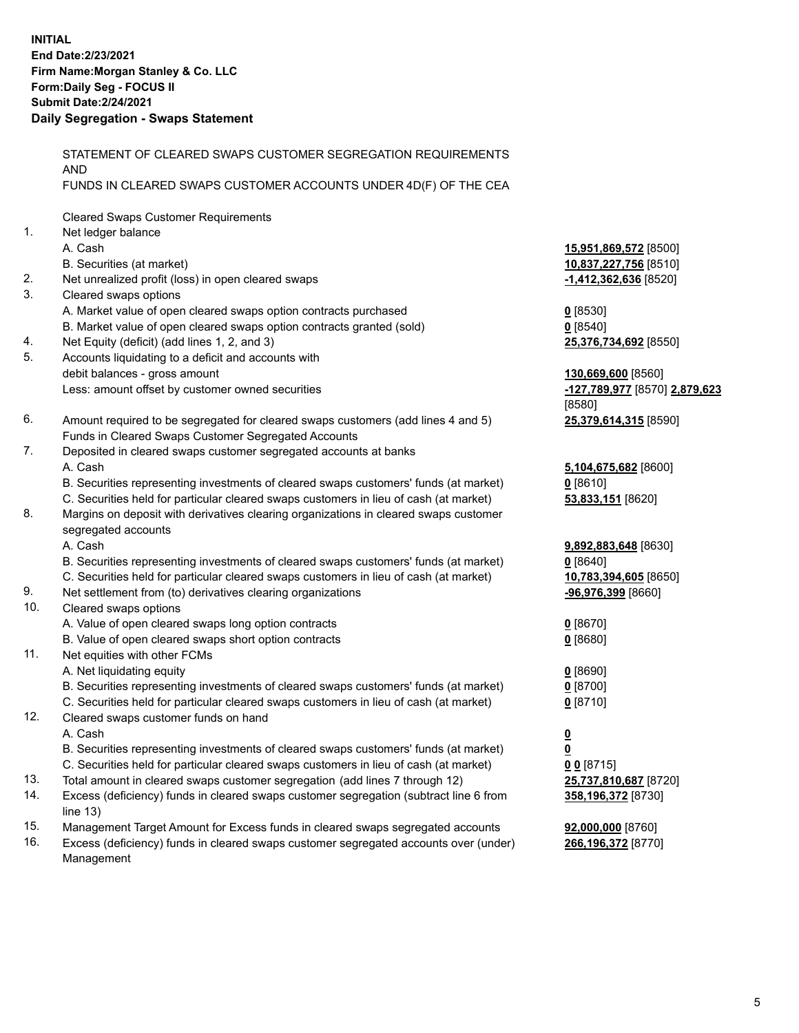**INITIAL**
**End Date:2/23/2021**
**Firm Name:Morgan Stanley & Co. LLC**
**Form:Daily Seg - FOCUS II**
**Submit Date:2/24/2021**
**Daily Segregation - Swaps Statement**

STATEMENT OF CLEARED SWAPS CUSTOMER SEGREGATION REQUIREMENTS AND FUNDS IN CLEARED SWAPS CUSTOMER ACCOUNTS UNDER 4D(F) OF THE CEA

| | | |
|---|---|---|
| | Cleared Swaps Customer Requirements | |
| 1. | Net ledger balance | |
| | A. Cash | **15,951,869,572** [8500] |
| | B. Securities (at market) | **10,837,227,756** [8510] |
| 2. | Net unrealized profit (loss) in open cleared swaps | **-1,412,362,636** [8520] |
| 3. | Cleared swaps options | |
| | A. Market value of open cleared swaps option contracts purchased | **0** [8530] |
| | B. Market value of open cleared swaps option contracts granted (sold) | **0** [8540] |
| 4. | Net Equity (deficit) (add lines 1, 2, and 3) | **25,376,734,692** [8550] |
| 5. | Accounts liquidating to a deficit and accounts with debit balances - gross amount | **130,669,600** [8560] |
| | Less: amount offset by customer owned securities | **-127,789,977** [8570] **2,879,623** [8580] |
| 6. | Amount required to be segregated for cleared swaps customers (add lines 4 and 5) | **25,379,614,315** [8590] |
| | Funds in Cleared Swaps Customer Segregated Accounts | |
| 7. | Deposited in cleared swaps customer segregated accounts at banks | |
| | A. Cash | **5,104,675,682** [8600] |
| | B. Securities representing investments of cleared swaps customers' funds (at market) | **0** [8610] |
| | C. Securities held for particular cleared swaps customers in lieu of cash (at market) | **53,833,151** [8620] |
| 8. | Margins on deposit with derivatives clearing organizations in cleared swaps customer segregated accounts | |
| | A. Cash | **9,892,883,648** [8630] |
| | B. Securities representing investments of cleared swaps customers' funds (at market) | **0** [8640] |
| | C. Securities held for particular cleared swaps customers in lieu of cash (at market) | **10,783,394,605** [8650] |
| 9. | Net settlement from (to) derivatives clearing organizations | **-96,976,399** [8660] |
| 10. | Cleared swaps options | |
| | A. Value of open cleared swaps long option contracts | **0** [8670] |
| | B. Value of open cleared swaps short option contracts | **0** [8680] |
| 11. | Net equities with other FCMs | |
| | A. Net liquidating equity | **0** [8690] |
| | B. Securities representing investments of cleared swaps customers' funds (at market) | **0** [8700] |
| | C. Securities held for particular cleared swaps customers in lieu of cash (at market) | **0** [8710] |
| 12. | Cleared swaps customer funds on hand | |
| | A. Cash | **0** |
| | B. Securities representing investments of cleared swaps customers' funds (at market) | **0** |
| | C. Securities held for particular cleared swaps customers in lieu of cash (at market) | **0** **0** [8715] |
| 13. | Total amount in cleared swaps customer segregation (add lines 7 through 12) | **25,737,810,687** [8720] |
| 14. | Excess (deficiency) funds in cleared swaps customer segregation (subtract line 6 from line 13) | **358,196,372** [8730] |
| 15. | Management Target Amount for Excess funds in cleared swaps segregated accounts | **92,000,000** [8760] |
| 16. | Excess (deficiency) funds in cleared swaps customer segregated accounts over (under) Management | **266,196,372** [8770] |